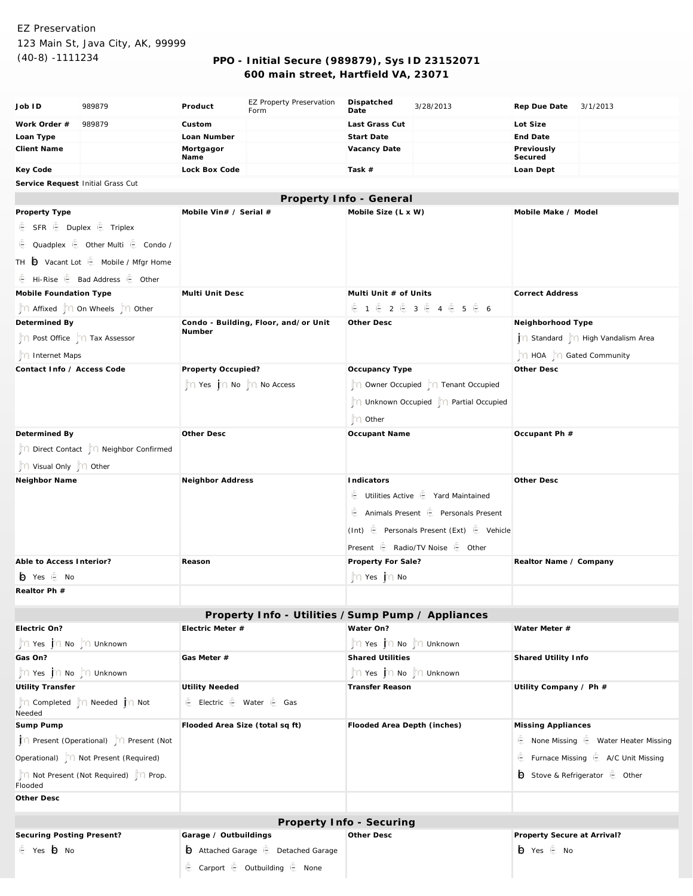EZ Preservation
123 Main St, Java City, AK, 99999
(40-8) -1111234

## PPO - Initial Secure (989879), Sys ID 23152071
## 600 main street, Hartfield VA, 23071

| | | | | | | | |
|---|---|---|---|---|---|---|---|
| **Job ID** | 989879 | **Product** | EZ Property Preservation Form | **Dispatched Date** | 3/28/2013 | **Rep Due Date** | 3/1/2013 |
| **Work Order #** | 989879 | **Custom** | | **Last Grass Cut** | | **Lot Size** | |
| **Loan Type** | | **Loan Number** | | **Start Date** | | **End Date** | |
| **Client Name** | | **Mortgagor Name** | | **Vacancy Date** | | **Previously Secured** | |
| **Key Code** | | **Lock Box Code** | | **Task #** | | **Loan Dept** | |

**Service Request** Initial Grass Cut

### Property Info - General

| | | | |
|---|---|---|---|
| **Property Type**<br>☐ SFR ☐ Duplex ☐ Triplex<br>☐ Quadplex ☐ Other Multi ☐ Condo / TH ☑ Vacant Lot ☐ Mobile / Mfgr Home<br>☐ Hi-Rise ☐ Bad Address ☐ Other | **Mobile Vin# / Serial #** | **Mobile Size (L x W)** | **Mobile Make / Model** |
| **Mobile Foundation Type**<br>○ Affixed ○ On Wheels ○ Other | **Multi Unit Desc** | **Multi Unit # of Units**<br>☐ 1 ☐ 2 ☐ 3 ☐ 4 ☐ 5 ☐ 6 | **Correct Address** |
| **Determined By**<br>○ Post Office ○ Tax Assessor<br>○ Internet Maps | **Condo - Building, Floor, and/or Unit Number** | **Other Desc** | **Neighborhood Type**<br>● Standard ○ High Vandalism Area<br>○ HOA ○ Gated Community |
| **Contact Info / Access Code** | **Property Occupied?**<br>○ Yes ● No ○ No Access | **Occupancy Type**<br>○ Owner Occupied ○ Tenant Occupied<br>○ Unknown Occupied ○ Partial Occupied<br>○ Other | **Other Desc** |
| **Determined By**<br>○ Direct Contact ○ Neighbor Confirmed<br>○ Visual Only ○ Other | **Other Desc** | **Occupant Name** | **Occupant Ph #** |
| **Neighbor Name** | **Neighbor Address** | **Indicators**<br>☐ Utilities Active ☐ Yard Maintained<br>☐ Animals Present ☐ Personals Present (Int) ☐ Personals Present (Ext) ☐ Vehicle Present ☐ Radio/TV Noise ☐ Other | **Other Desc** |
| **Able to Access Interior?**<br>☑ Yes ☐ No | **Reason** | **Property For Sale?**<br>○ Yes ● No | **Realtor Name / Company** |
| **Realtor Ph #** | | | |

### Property Info - Utilities / Sump Pump / Appliances

| | | | |
|---|---|---|---|
| **Electric On?**<br>○ Yes ● No ○ Unknown | **Electric Meter #** | **Water On?**<br>○ Yes ● No ○ Unknown | **Water Meter #** |
| **Gas On?**<br>○ Yes ● No ○ Unknown | **Gas Meter #** | **Shared Utilities**<br>○ Yes ● No ○ Unknown | **Shared Utility Info** |
| **Utility Transfer**<br>○ Completed ○ Needed ● Not Needed | **Utility Needed**<br>☐ Electric ☐ Water ☐ Gas | **Transfer Reason** | **Utility Company / Ph #** |
| **Sump Pump**<br>● Present (Operational) ○ Present (Not Operational) ○ Not Present (Required)<br>○ Not Present (Not Required) ○ Prop. Flooded | **Flooded Area Size (total sq ft)** | **Flooded Area Depth (inches)** | **Missing Appliances**<br>☐ None Missing ☐ Water Heater Missing<br>☐ Furnace Missing ☐ A/C Unit Missing<br>☑ Stove & Refrigerator ☐ Other |
| **Other Desc** | | | |

### Property Info - Securing

| | | | |
|---|---|---|---|
| **Securing Posting Present?**<br>☐ Yes ☑ No | **Garage / Outbuildings**<br>☑ Attached Garage ☐ Detached Garage<br>☐ Carport ☐ Outbuilding ☐ None | **Other Desc** | **Property Secure at Arrival?**<br>☑ Yes ☐ No |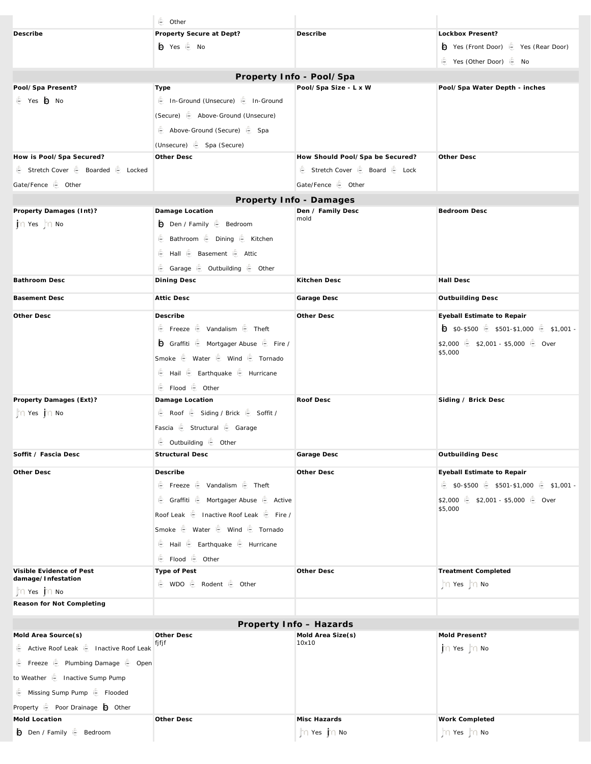| | Other | | |
|---|---|---|---|
| **Describe** | **Property Secure at Dept?**<br>☒ Yes ☐ No | **Describe** | **Lockbox Present?**<br>☒ Yes (Front Door) ☐ Yes (Rear Door) ☐ Yes (Other Door) ☐ No |

## Property Info - Pool/Spa

| **Pool/Spa Present?** | **Type** | **Pool/Spa Size - L x W** | **Pool/Spa Water Depth - inches** |
|---|---|---|---|
| ☐ Yes ☒ No | ☐ In-Ground (Unsecure) ☐ In-Ground (Secure) ☐ Above-Ground (Unsecure) ☐ Above-Ground (Secure) ☐ Spa (Unsecure) ☐ Spa (Secure) | | |
| **How is Pool/Spa Secured?** | **Other Desc** | **How Should Pool/Spa be Secured?** | **Other Desc** |
| ☐ Stretch Cover ☐ Boarded ☐ Locked Gate/Fence ☐ Other | | ☐ Stretch Cover ☐ Board ☐ Lock Gate/Fence ☐ Other | |

## Property Info - Damages

| **Property Damages (Int)?** | **Damage Location** | **Den / Family Desc** | **Bedroom Desc** |
|---|---|---|---|
| ☒ Yes ☐ No | ☒ Den / Family ☐ Bedroom ☐ Bathroom ☐ Dining ☐ Kitchen ☐ Hall ☐ Basement ☐ Attic ☐ Garage ☐ Outbuilding ☐ Other | mold | |
| **Bathroom Desc** | **Dining Desc** | **Kitchen Desc** | **Hall Desc** |
| **Basement Desc** | **Attic Desc** | **Garage Desc** | **Outbuilding Desc** |
| **Other Desc** | **Describe** | **Other Desc** | **Eyeball Estimate to Repair** |
| | ☐ Freeze ☐ Vandalism ☐ Theft ☒ Graffiti ☐ Mortgager Abuse ☐ Fire / Smoke ☐ Water ☐ Wind ☐ Tornado ☐ Hail ☐ Earthquake ☐ Hurricane ☐ Flood ☐ Other | | ☒ $0-$500 ☐ $501-$1,000 ☐ $1,001 - $2,000 ☐ $2,001 - $5,000 ☐ Over $5,000 |
| **Property Damages (Ext)?** | **Damage Location** | **Roof Desc** | **Siding / Brick Desc** |
| ☐ Yes ☒ No | ☐ Roof ☐ Siding / Brick ☐ Soffit / Fascia ☐ Structural ☐ Garage ☐ Outbuilding ☐ Other | | |
| **Soffit / Fascia Desc** | **Structural Desc** | **Garage Desc** | **Outbuilding Desc** |
| **Other Desc** | **Describe** | **Other Desc** | **Eyeball Estimate to Repair** |
| | ☐ Freeze ☐ Vandalism ☐ Theft ☐ Graffiti ☐ Mortgager Abuse ☐ Active Roof Leak ☐ Inactive Roof Leak ☐ Fire / Smoke ☐ Water ☐ Wind ☐ Tornado ☐ Hail ☐ Earthquake ☐ Hurricane ☐ Flood ☐ Other | | ☐ $0-$500 ☐ $501-$1,000 ☐ $1,001 - $2,000 ☐ $2,001 - $5,000 ☐ Over $5,000 |
| **Visible Evidence of Pest damage/Infestation** | **Type of Pest** | **Other Desc** | **Treatment Completed** |
| ☐ Yes ☒ No | ☐ WDO ☐ Rodent ☐ Other | | ☐ Yes ☐ No |
| **Reason for Not Completing** | | | |

## Property Info – Hazards

| **Mold Area Source(s)** | **Other Desc** | **Mold Area Size(s)** | **Mold Present?** |
|---|---|---|---|
| ☐ Active Roof Leak ☐ Inactive Roof Leak ☐ Freeze ☐ Plumbing Damage ☐ Open to Weather ☐ Inactive Sump Pump ☐ Missing Sump Pump ☐ Flooded Property ☐ Poor Drainage ☒ Other | fjfjf | 10x10 | ☒ Yes ☐ No |
| **Mold Location** | **Other Desc** | **Misc Hazards** | **Work Completed** |
| ☒ Den / Family ☐ Bedroom | | ☐ Yes ☒ No | ☐ Yes ☐ No |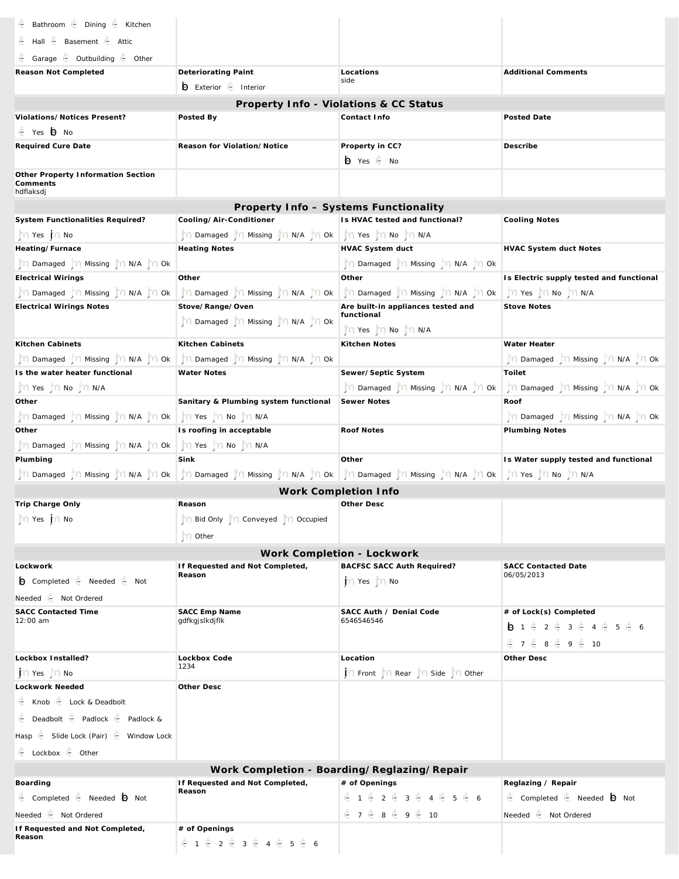| | | | |
|---|---|---|---|
| ☐ Bathroom ☐ Dining ☐ Kitchen<br>☐ Hall ☐ Basement ☐ Attic<br>☐ Garage ☐ Outbuilding ☐ Other | | | |
| **Reason Not Completed** | **Deteriorating Paint**<br>☒ Exterior ☐ Interior | **Locations**<br>side | **Additional Comments** |

## Property Info - Violations & CC Status

| | | | |
|---|---|---|---|
| **Violations/Notices Present?**<br>☐ Yes ☒ No | **Posted By** | **Contact Info** | **Posted Date** |
| **Required Cure Date** | **Reason for Violation/Notice** | **Property in CC?**<br>☒ Yes ☐ No | **Describe** |
| **Other Property Information Section Comments**<br>hdflaksdj | | | |

## Property Info – Systems Functionality

| | | | |
|---|---|---|---|
| **System Functionalities Required?**<br>○ Yes ● No | **Cooling/Air-Conditioner**<br>○ Damaged ○ Missing ○ N/A ○ Ok | **Is HVAC tested and functional?**<br>○ Yes ○ No ○ N/A | **Cooling Notes** |
| **Heating/Furnace**<br>○ Damaged ○ Missing ○ N/A ○ Ok | **Heating Notes** | **HVAC System duct**<br>○ Damaged ○ Missing ○ N/A ○ Ok | **HVAC System duct Notes** |
| **Electrical Wirings**<br>○ Damaged ○ Missing ○ N/A ○ Ok | **Other**<br>○ Damaged ○ Missing ○ N/A ○ Ok | **Other**<br>○ Damaged ○ Missing ○ N/A ○ Ok | **Is Electric supply tested and functional**<br>○ Yes ○ No ○ N/A |
| **Electrical Wirings Notes** | **Stove/Range/Oven**<br>○ Damaged ○ Missing ○ N/A ○ Ok | **Are built-in appliances tested and functional**<br>○ Yes ○ No ○ N/A | **Stove Notes** |
| **Kitchen Cabinets**<br>○ Damaged ○ Missing ○ N/A ○ Ok | **Kitchen Cabinets**<br>○ Damaged ○ Missing ○ N/A ○ Ok | **Kitchen Notes** | **Water Heater**<br>○ Damaged ○ Missing ○ N/A ○ Ok |
| **Is the water heater functional**<br>○ Yes ○ No ○ N/A | **Water Notes** | **Sewer/Septic System**<br>○ Damaged ○ Missing ○ N/A ○ Ok | **Toilet**<br>○ Damaged ○ Missing ○ N/A ○ Ok |
| **Other**<br>○ Damaged ○ Missing ○ N/A ○ Ok | **Sanitary & Plumbing system functional**<br>○ Yes ○ No ○ N/A | **Sewer Notes** | **Roof**<br>○ Damaged ○ Missing ○ N/A ○ Ok |
| **Other**<br>○ Damaged ○ Missing ○ N/A ○ Ok | **Is roofing in acceptable**<br>○ Yes ○ No ○ N/A | **Roof Notes** | **Plumbing Notes** |
| **Plumbing**<br>○ Damaged ○ Missing ○ N/A ○ Ok | **Sink**<br>○ Damaged ○ Missing ○ N/A ○ Ok | **Other**<br>○ Damaged ○ Missing ○ N/A ○ Ok | **Is Water supply tested and functional**<br>○ Yes ○ No ○ N/A |

## Work Completion Info

| | | | |
|---|---|---|---|
| **Trip Charge Only**<br>○ Yes ● No | **Reason**<br>○ Bid Only ○ Conveyed ○ Occupied<br>○ Other | **Other Desc** | |

## Work Completion - Lockwork

| | | | |
|---|---|---|---|
| **Lockwork**<br>☒ Completed ☐ Needed ☐ Not Needed ☐ Not Ordered | **If Requested and Not Completed, Reason** | **BACFSC SACC Auth Required?**<br>● Yes ○ No | **SACC Contacted Date**<br>06/05/2013 |
| **SACC Contacted Time**<br>12:00 am | **SACC Emp Name**<br>gdfkgjslkdjflk | **SACC Auth / Denial Code**<br>6546546546 | **# of Lock(s) Completed**<br>☒ 1 ☐ 2 ☐ 3 ☐ 4 ☐ 5 ☐ 6<br>☐ 7 ☐ 8 ☐ 9 ☐ 10 |
| **Lockbox Installed?**<br>● Yes ○ No | **Lockbox Code**<br>1234 | **Location**<br>● Front ○ Rear ○ Side ○ Other | **Other Desc** |
| **Lockwork Needed**<br>☐ Knob ☐ Lock & Deadbolt<br>☐ Deadbolt ☐ Padlock ☐ Padlock & Hasp ☐ Slide Lock (Pair) ☐ Window Lock<br>☐ Lockbox ☐ Other | **Other Desc** | | |

## Work Completion - Boarding/Reglazing/Repair

| | | | |
|---|---|---|---|
| **Boarding**<br>☐ Completed ☐ Needed ☒ Not Needed ☐ Not Ordered | **If Requested and Not Completed, Reason** | **# of Openings**<br>☐ 1 ☐ 2 ☐ 3 ☐ 4 ☐ 5 ☐ 6<br>☐ 7 ☐ 8 ☐ 9 ☐ 10 | **Reglazing / Repair**<br>☐ Completed ☐ Needed ☒ Not Needed ☐ Not Ordered |
| **If Requested and Not Completed, Reason** | **# of Openings**<br>☐ 1 ☐ 2 ☐ 3 ☐ 4 ☐ 5 ☐ 6 | | |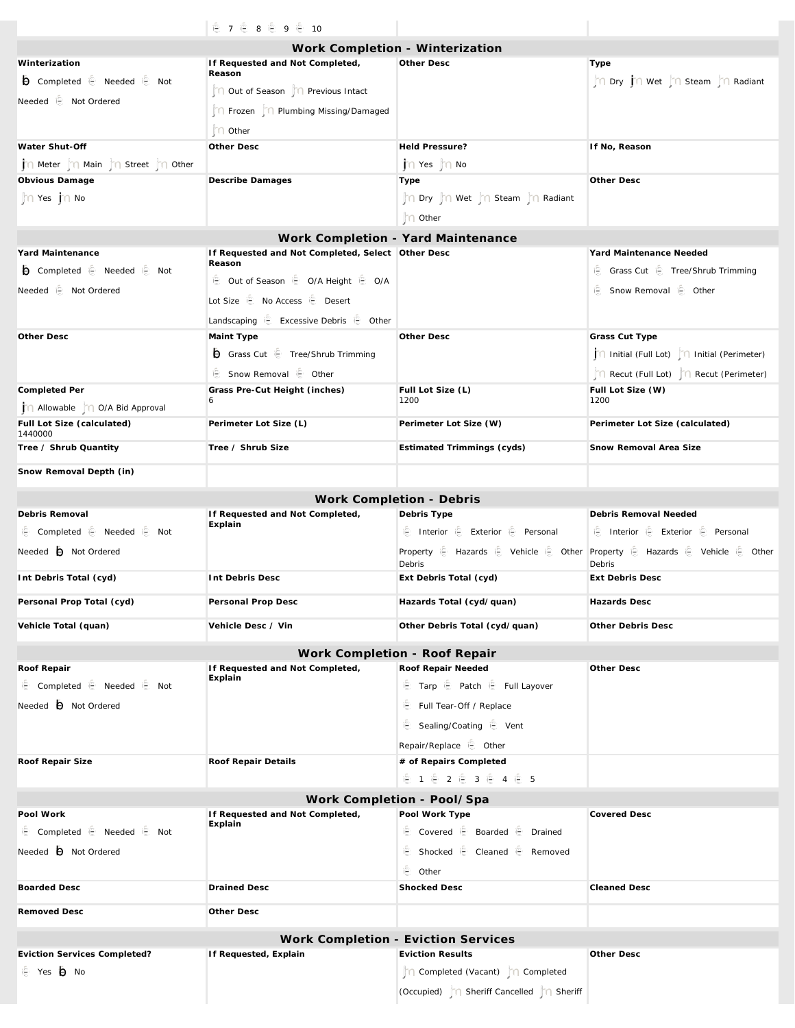| | ☐ 7 ☐ 8 ☐ 9 ☐ 10 | | |
|---|---|---|---|

## Work Completion - Winterization

| **Winterization** | **If Requested and Not Completed, Reason** | **Other Desc** | **Type** |
|---|---|---|---|
| ☑ Completed ☐ Needed ☐ Not Needed ☐ Not Ordered | ○ Out of Season ○ Previous Intact ○ Frozen ○ Plumbing Missing/Damaged ○ Other | | ○ Dry ● Wet ○ Steam ○ Radiant |
| **Water Shut-Off** | **Other Desc** | **Held Pressure?** | **If No, Reason** |
| ● Meter ○ Main ○ Street ○ Other | | ● Yes ○ No | |
| **Obvious Damage** | **Describe Damages** | **Type** | **Other Desc** |
| ○ Yes ● No | | ○ Dry ○ Wet ○ Steam ○ Radiant ○ Other | |

## Work Completion - Yard Maintenance

| **Yard Maintenance** | **If Requested and Not Completed, Select Reason** | **Other Desc** | **Yard Maintenance Needed** |
|---|---|---|---|
| ☑ Completed ☐ Needed ☐ Not Needed ☐ Not Ordered | ☐ Out of Season ☐ O/A Height ☐ O/A Lot Size ☐ No Access ☐ Desert Landscaping ☐ Excessive Debris ☐ Other | | ☐ Grass Cut ☐ Tree/Shrub Trimming ☐ Snow Removal ☐ Other |
| **Other Desc** | **Maint Type** | **Other Desc** | **Grass Cut Type** |
| | ☑ Grass Cut ☐ Tree/Shrub Trimming ☐ Snow Removal ☐ Other | | ● Initial (Full Lot) ○ Initial (Perimeter) ○ Recut (Full Lot) ○ Recut (Perimeter) |
| **Completed Per** | **Grass Pre-Cut Height (inches)** | **Full Lot Size (L)** | **Full Lot Size (W)** |
| ● Allowable ○ O/A Bid Approval | 6 | 1200 | 1200 |
| **Full Lot Size (calculated)** | **Perimeter Lot Size (L)** | **Perimeter Lot Size (W)** | **Perimeter Lot Size (calculated)** |
| 1440000 | | | |
| **Tree / Shrub Quantity** | **Tree / Shrub Size** | **Estimated Trimmings (cyds)** | **Snow Removal Area Size** |
| | | | |
| **Snow Removal Depth (in)** | | | |

## Work Completion - Debris

| **Debris Removal** | **If Requested and Not Completed, Explain** | **Debris Type** | **Debris Removal Needed** |
|---|---|---|---|
| ☐ Completed ☐ Needed ☐ Not Needed ☑ Not Ordered | | ☐ Interior ☐ Exterior ☐ Personal Property ☐ Hazards ☐ Vehicle ☐ Other Debris | ☐ Interior ☐ Exterior ☐ Personal Property ☐ Hazards ☐ Vehicle ☐ Other Debris |
| **Int Debris Total (cyd)** | **Int Debris Desc** | **Ext Debris Total (cyd)** | **Ext Debris Desc** |
| **Personal Prop Total (cyd)** | **Personal Prop Desc** | **Hazards Total (cyd/quan)** | **Hazards Desc** |
| **Vehicle Total (quan)** | **Vehicle Desc / Vin** | **Other Debris Total (cyd/quan)** | **Other Debris Desc** |

## Work Completion - Roof Repair

| **Roof Repair** | **If Requested and Not Completed, Explain** | **Roof Repair Needed** | **Other Desc** |
|---|---|---|---|
| ☐ Completed ☐ Needed ☐ Not Needed ☑ Not Ordered | | ☐ Tarp ☐ Patch ☐ Full Layover ☐ Full Tear-Off / Replace ☐ Sealing/Coating ☐ Vent Repair/Replace ☐ Other | |
| **Roof Repair Size** | **Roof Repair Details** | **# of Repairs Completed** | |
| | | ☐ 1 ☐ 2 ☐ 3 ☐ 4 ☐ 5 | |

## Work Completion - Pool/Spa

| **Pool Work** | **If Requested and Not Completed, Explain** | **Pool Work Type** | **Covered Desc** |
|---|---|---|---|
| ☐ Completed ☐ Needed ☐ Not Needed ☑ Not Ordered | | ☐ Covered ☐ Boarded ☐ Drained ☐ Shocked ☐ Cleaned ☐ Removed ☐ Other | |
| **Boarded Desc** | **Drained Desc** | **Shocked Desc** | **Cleaned Desc** |
| **Removed Desc** | **Other Desc** | | |

## Work Completion - Eviction Services

| **Eviction Services Completed?** | **If Requested, Explain** | **Eviction Results** | **Other Desc** |
|---|---|---|---|
| ☐ Yes ☑ No | | ○ Completed (Vacant) ○ Completed (Occupied) ○ Sheriff Cancelled ○ Sheriff | |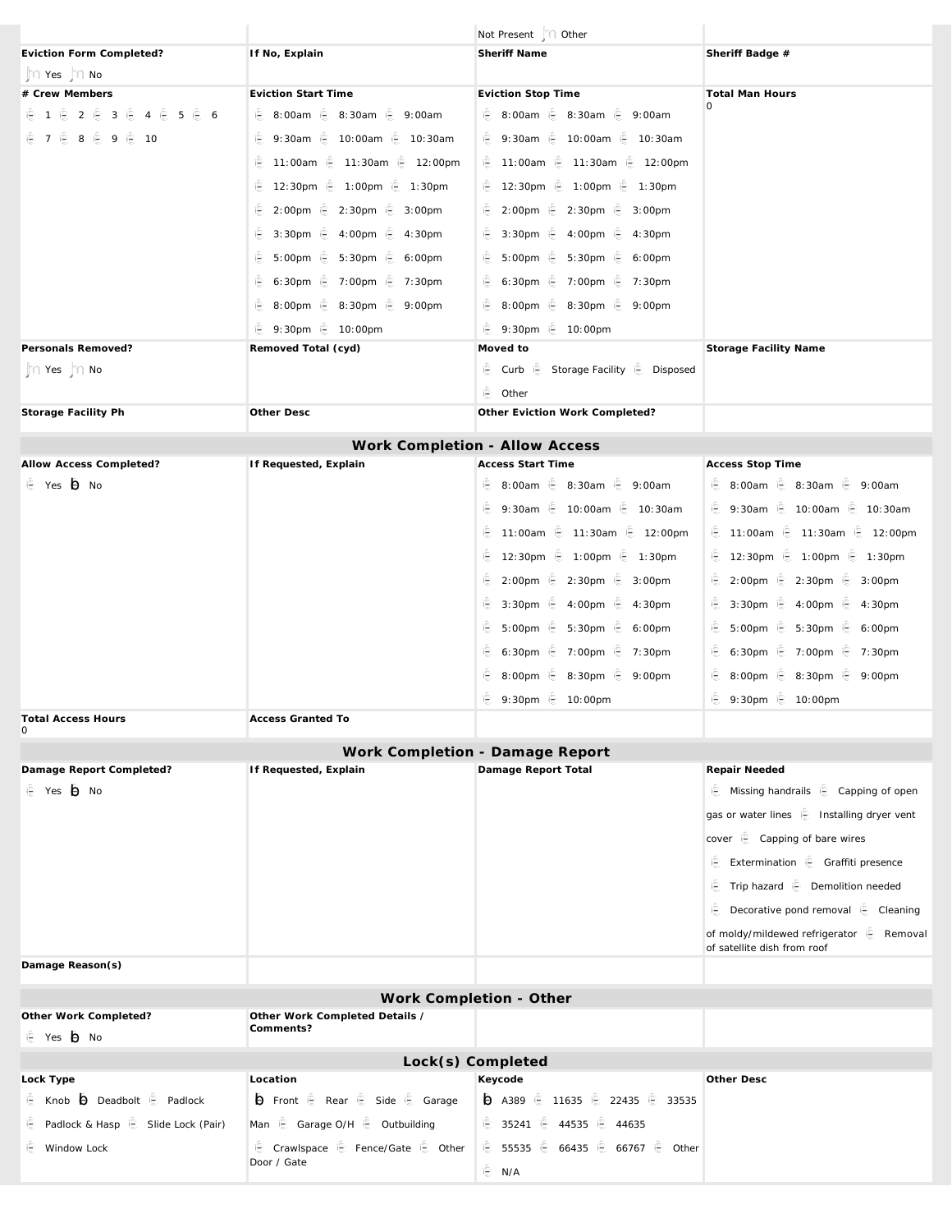| | | Not Present Other | |
|---|---|---|---|
| **Eviction Form Completed?** | **If No, Explain** | **Sheriff Name** | **Sheriff Badge #** |
| Yes No | | | |
| **# Crew Members** | **Eviction Start Time** | **Eviction Stop Time** | **Total Man Hours** |
| 1 2 3 4 5 6 7 8 9 10 | 8:00am 8:30am 9:00am 9:30am 10:00am 10:30am 11:00am 11:30am 12:00pm 12:30pm 1:00pm 1:30pm 2:00pm 2:30pm 3:00pm 3:30pm 4:00pm 4:30pm 5:00pm 5:30pm 6:00pm 6:30pm 7:00pm 7:30pm 8:00pm 8:30pm 9:00pm 9:30pm 10:00pm | 8:00am 8:30am 9:00am 9:30am 10:00am 10:30am 11:00am 11:30am 12:00pm 12:30pm 1:00pm 1:30pm 2:00pm 2:30pm 3:00pm 3:30pm 4:00pm 4:30pm 5:00pm 5:30pm 6:00pm 6:30pm 7:00pm 7:30pm 8:00pm 8:30pm 9:00pm 9:30pm 10:00pm | 0 |
| **Personals Removed?** | **Removed Total (cyd)** | **Moved to** | **Storage Facility Name** |
| Yes No | | Curb Storage Facility Disposed Other | |
| **Storage Facility Ph** | **Other Desc** | **Other Eviction Work Completed?** | |

## Work Completion - Allow Access

| **Allow Access Completed?** | **If Requested, Explain** | **Access Start Time** | **Access Stop Time** |
|---|---|---|---|
| Yes ☒ No | | 8:00am 8:30am 9:00am 9:30am 10:00am 10:30am 11:00am 11:30am 12:00pm 12:30pm 1:00pm 1:30pm 2:00pm 2:30pm 3:00pm 3:30pm 4:00pm 4:30pm 5:00pm 5:30pm 6:00pm 6:30pm 7:00pm 7:30pm 8:00pm 8:30pm 9:00pm 9:30pm 10:00pm | 8:00am 8:30am 9:00am 9:30am 10:00am 10:30am 11:00am 11:30am 12:00pm 12:30pm 1:00pm 1:30pm 2:00pm 2:30pm 3:00pm 3:30pm 4:00pm 4:30pm 5:00pm 5:30pm 6:00pm 6:30pm 7:00pm 7:30pm 8:00pm 8:30pm 9:00pm 9:30pm 10:00pm |
| **Total Access Hours** 0 | **Access Granted To** | | |

## Work Completion - Damage Report

| **Damage Report Completed?** | **If Requested, Explain** | **Damage Report Total** | **Repair Needed** |
|---|---|---|---|
| Yes ☒ No | | | Missing handrails Capping of open gas or water lines Installing dryer vent cover Capping of bare wires Extermination Graffiti presence Trip hazard Demolition needed Decorative pond removal Cleaning of moldy/mildewed refrigerator Removal of satellite dish from roof |
| **Damage Reason(s)** | | | |

## Work Completion - Other

| **Other Work Completed?** | **Other Work Completed Details / Comments?** | | |
|---|---|---|---|
| Yes ☒ No | | | |

## Lock(s) Completed

| **Lock Type** | **Location** | **Keycode** | **Other Desc** |
|---|---|---|---|
| Knob ☒ Deadbolt Padlock Padlock & Hasp Slide Lock (Pair) Window Lock | ☒ Front Rear Side Garage Man Garage O/H Outbuilding Crawlspace Fence/Gate Other Door / Gate | ☒ A389 11635 22435 33535 35241 44535 44635 55535 66435 66767 Other N/A | |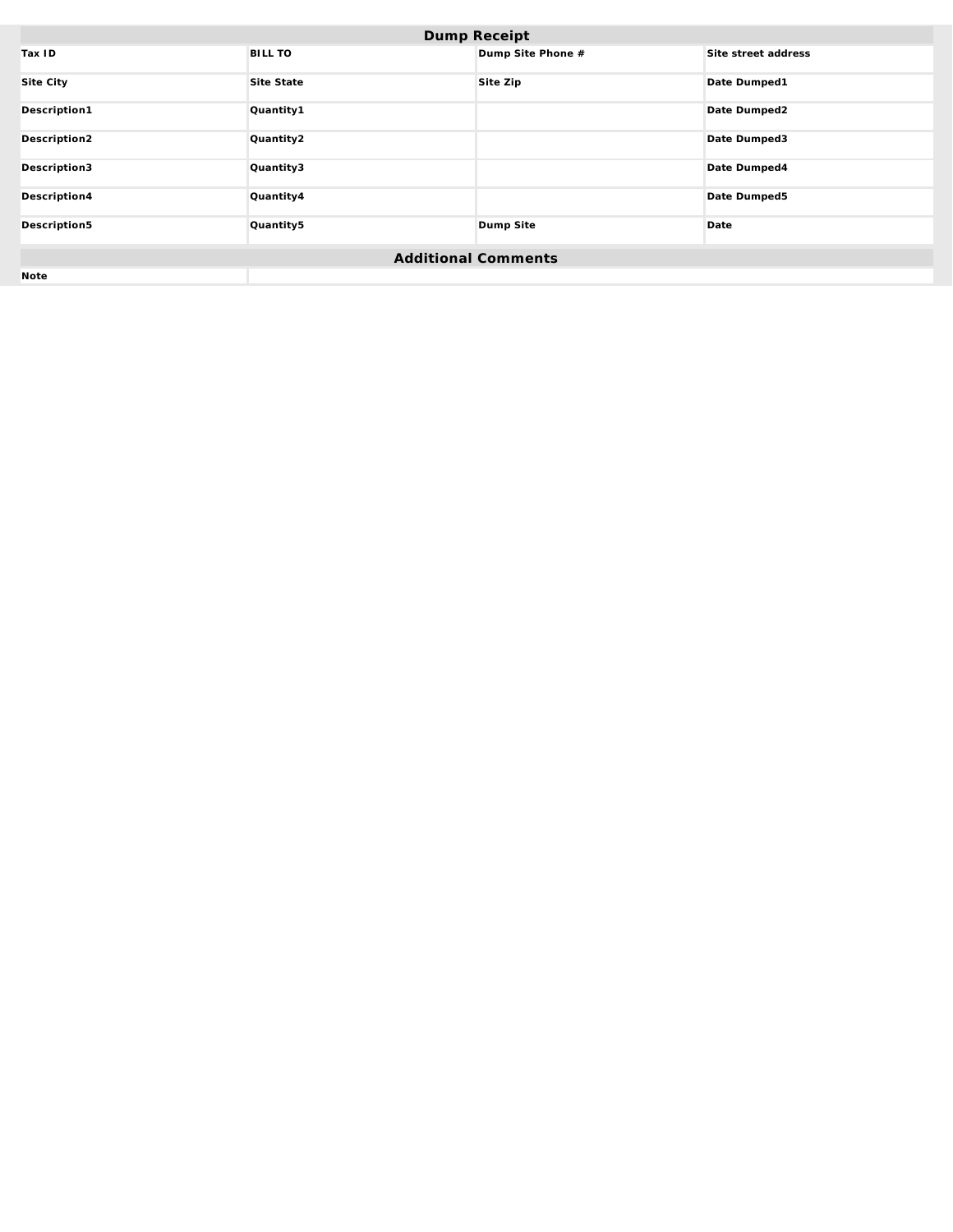## Dump Receipt

| | | | |
|---|---|---|---|
| **Tax ID** | **BILL TO** | **Dump Site Phone #** | **Site street address** |
| **Site City** | **Site State** | **Site Zip** | **Date Dumped1** |
| **Description1** | **Quantity1** | | **Date Dumped2** |
| **Description2** | **Quantity2** | | **Date Dumped3** |
| **Description3** | **Quantity3** | | **Date Dumped4** |
| **Description4** | **Quantity4** | | **Date Dumped5** |
| **Description5** | **Quantity5** | **Dump Site** | **Date** |

## Additional Comments

| | |
|---|---|
| **Note** | |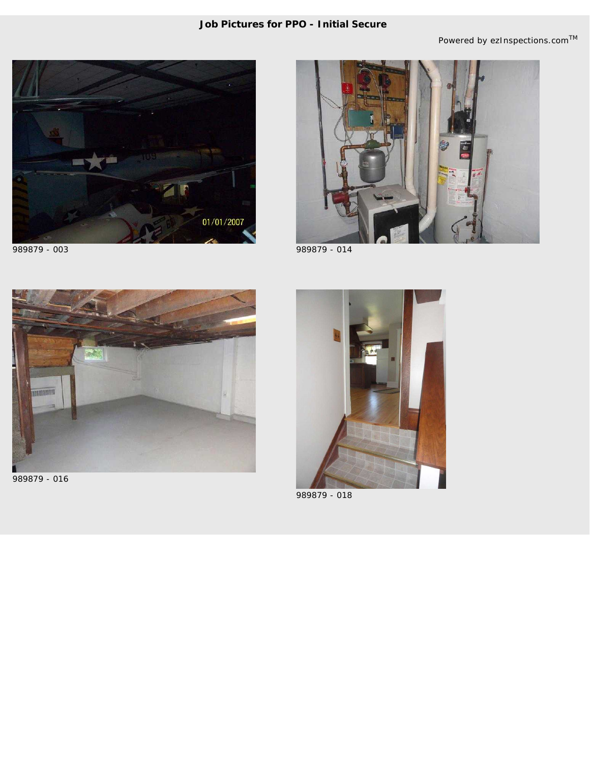**Job Pictures for PPO - Initial Secure**

Powered by ezInspections.com[TM]

989879 - 003

989879 - 014

989879 - 016

989879 - 018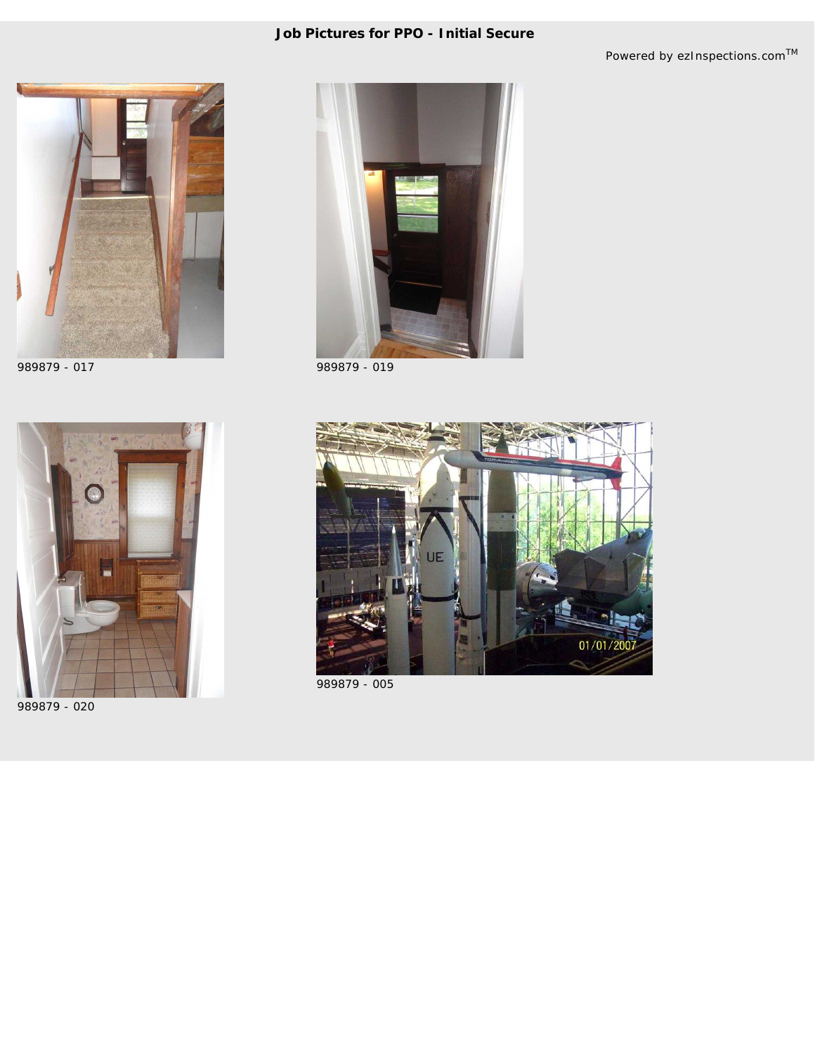**Job Pictures for PPO - Initial Secure**

Powered by ezInspections.com™

989879 - 017

989879 - 019

989879 - 020

989879 - 005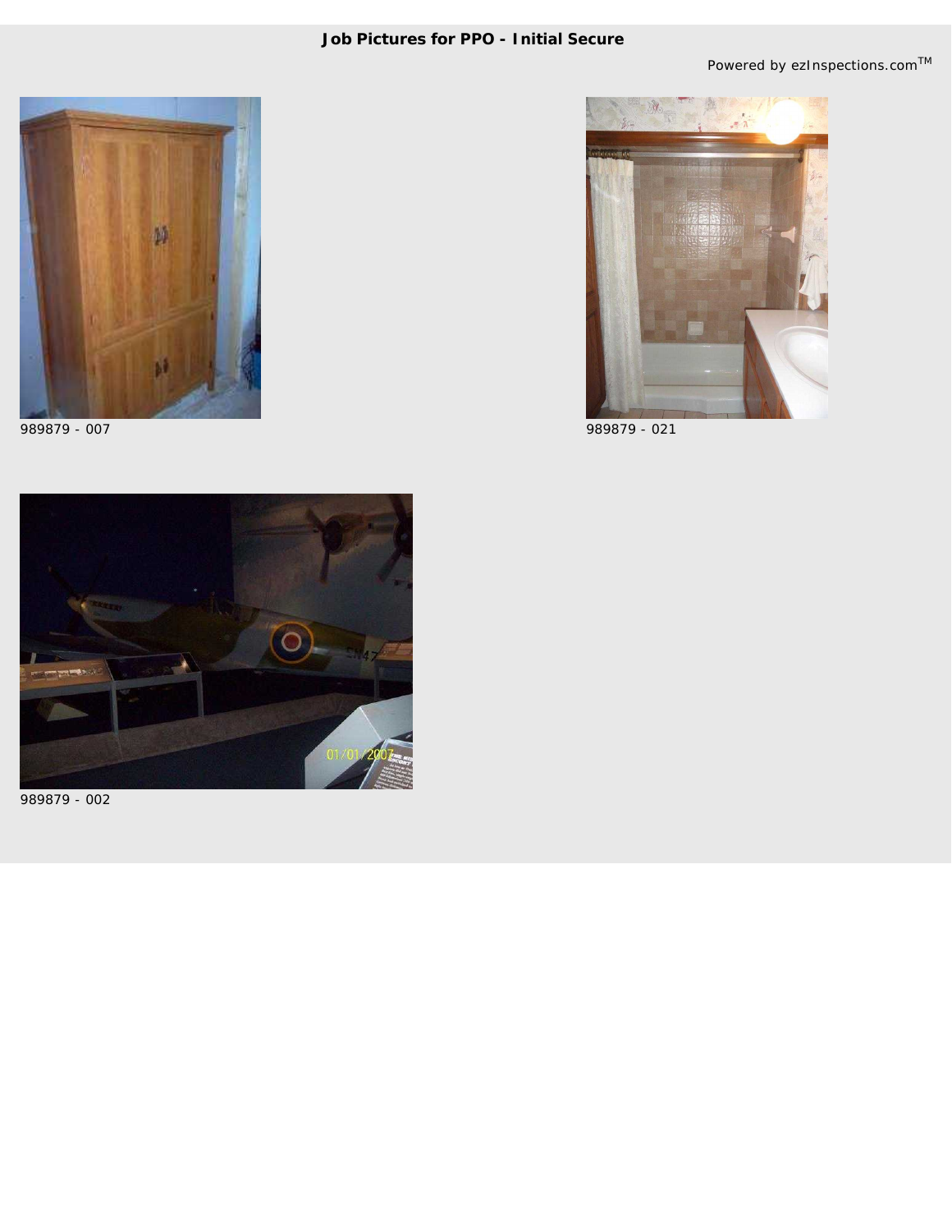**Job Pictures for PPO - Initial Secure**

Powered by ezInspections.com™

989879 - 007

989879 - 021

989879 - 002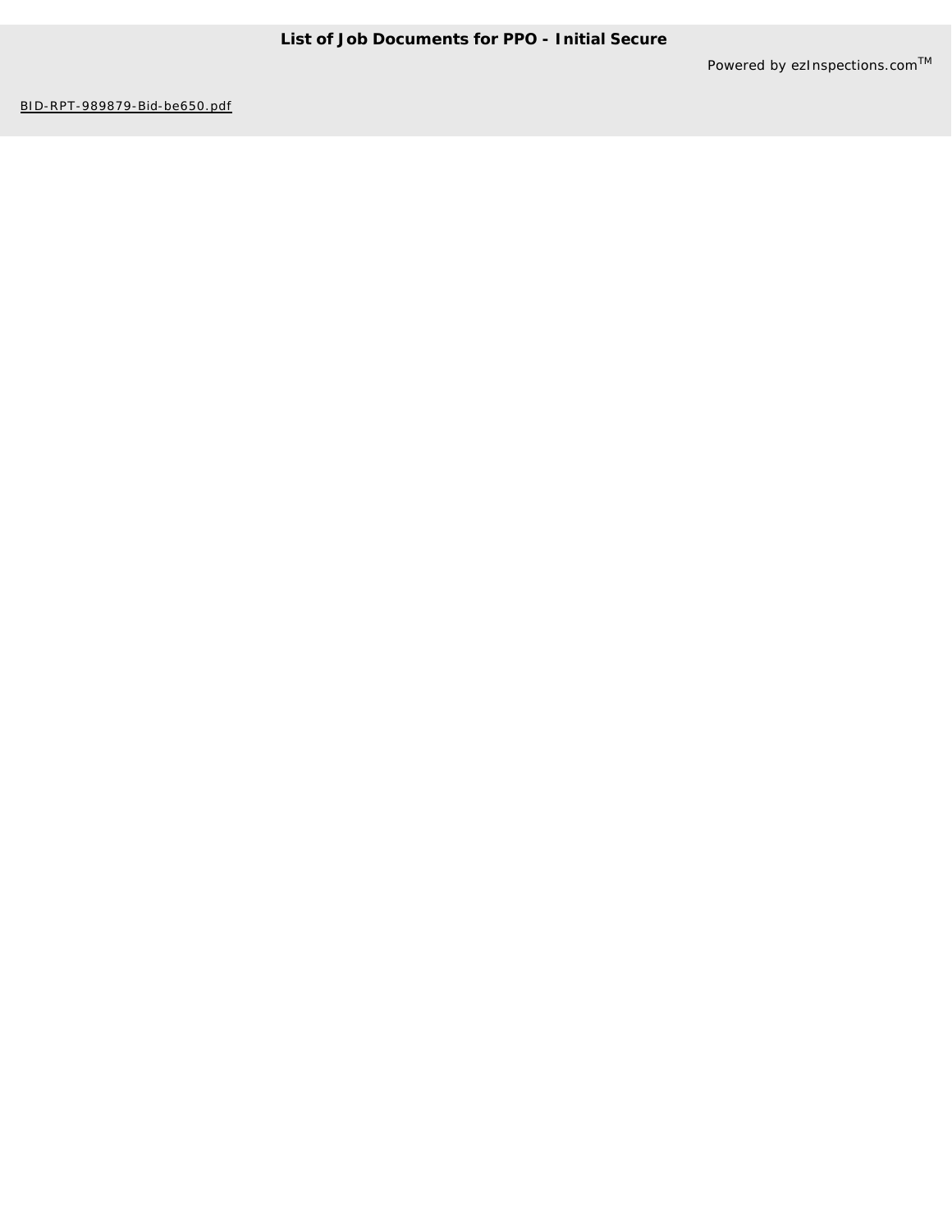**List of Job Documents for PPO - Initial Secure**

Powered by ezInspections.com[TM]

BID-RPT-989879-Bid-be650.pdf